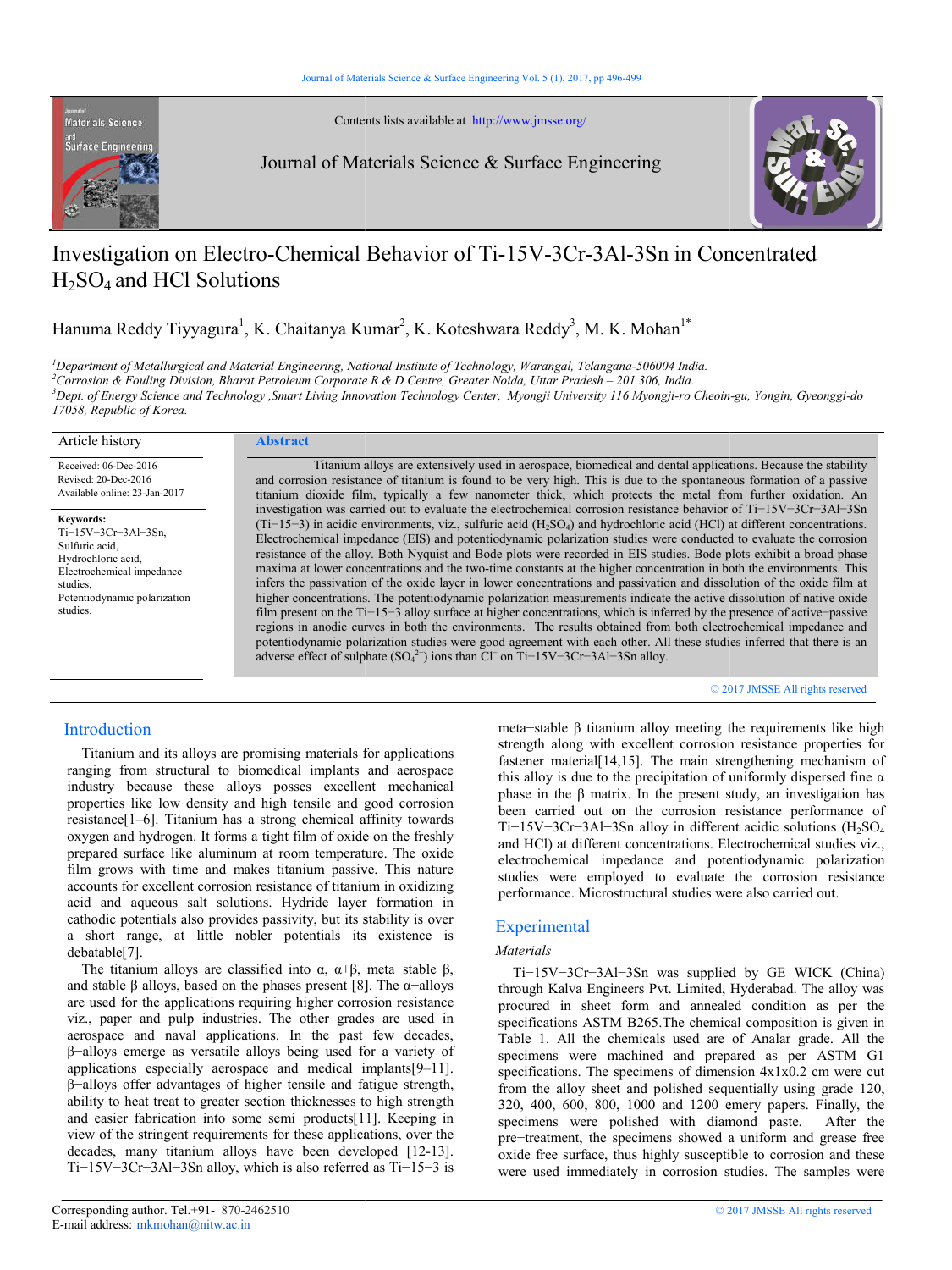Contents lists available at http://www.jmsse.org/

Journal of Materials Science & Surface Engineering

# Investigation on Electro-Chemical Behavior of Ti-15V-3Cr-3Al-3Sn in Concentrated $H_2SO_4$ and HCl Solutions

Hanuma Reddy Tiyyagura[1], K. Chaitanya Kumar[2], K. Koteshwara Reddy[3], M. K. Mohan[1*]

*[1]Department of Metallurgical and Material Engineering, National Institute of Technology, Warangal, Telangana-506004 India.*
*[2]Corrosion & Fouling Division, Bharat Petroleum Corporate R & D Centre, Greater Noida, Uttar Pradesh – 201 306, India.*
*[3]Dept. of Energy Science and Technology ,Smart Living Innovation Technology Center, Myongji University 116 Myongji-ro Cheoin-gu, Yongin, Gyeonggi-do 17058, Republic of Korea.*

**Article history**

Received: 06-Dec-2016
Revised: 20-Dec-2016
Available online: 23-Jan-2017

**Keywords:**
Ti−15V−3Cr−3Al−3Sn,
Sulfuric acid,
Hydrochloric acid,
Electrochemical impedance studies,
Potentiodynamic polarization studies.

## Abstract

Titanium alloys are extensively used in aerospace, biomedical and dental applications. Because the stability and corrosion resistance of titanium is found to be very high. This is due to the spontaneous formation of a passive titanium dioxide film, typically a few nanometer thick, which protects the metal from further oxidation. An investigation was carried out to evaluate the electrochemical corrosion resistance behavior of Ti−15V−3Cr−3Al−3Sn (Ti−15−3) in acidic environments, viz., sulfuric acid ($H_2SO_4$) and hydrochloric acid (HCl) at different concentrations. Electrochemical impedance (EIS) and potentiodynamic polarization studies were conducted to evaluate the corrosion resistance of the alloy. Both Nyquist and Bode plots were recorded in EIS studies. Bode plots exhibit a broad phase maxima at lower concentrations and the two-time constants at the higher concentration in both the environments. This infers the passivation of the oxide layer in lower concentrations and passivation and dissolution of the oxide film at higher concentrations. The potentiodynamic polarization measurements indicate the active dissolution of native oxide film present on the Ti−15−3 alloy surface at higher concentrations, which is inferred by the presence of active−passive regions in anodic curves in both the environments. The results obtained from both electrochemical impedance and potentiodynamic polarization studies were good agreement with each other. All these studies inferred that there is an adverse effect of sulphate ($SO_4^{2-}$) ions than $Cl^-$ on Ti−15V−3Cr−3Al−3Sn alloy.

© 2017 JMSSE All rights reserved

## Introduction

Titanium and its alloys are promising materials for applications ranging from structural to biomedical implants and aerospace industry because these alloys posses excellent mechanical properties like low density and high tensile and good corrosion resistance[1–6]. Titanium has a strong chemical affinity towards oxygen and hydrogen. It forms a tight film of oxide on the freshly prepared surface like aluminum at room temperature. The oxide film grows with time and makes titanium passive. This nature accounts for excellent corrosion resistance of titanium in oxidizing acid and aqueous salt solutions. Hydride layer formation in cathodic potentials also provides passivity, but its stability is over a short range, at little nobler potentials its existence is debatable[7].

The titanium alloys are classified into α, α+β, meta−stable β, and stable β alloys, based on the phases present [8]. The α−alloys are used for the applications requiring higher corrosion resistance viz., paper and pulp industries. The other grades are used in aerospace and naval applications. In the past few decades, β−alloys emerge as versatile alloys being used for a variety of applications especially aerospace and medical implants[9–11]. β−alloys offer advantages of higher tensile and fatigue strength, ability to heat treat to greater section thicknesses to high strength and easier fabrication into some semi−products[11]. Keeping in view of the stringent requirements for these applications, over the decades, many titanium alloys have been developed [12-13]. Ti−15V−3Cr−3Al−3Sn alloy, which is also referred as Ti−15−3 is meta−stable β titanium alloy meeting the requirements like high strength along with excellent corrosion resistance properties for fastener material[14,15]. The main strengthening mechanism of this alloy is due to the precipitation of uniformly dispersed fine α phase in the β matrix. In the present study, an investigation has been carried out on the corrosion resistance performance of Ti−15V−3Cr−3Al−3Sn alloy in different acidic solutions ($H_2SO_4$ and HCl) at different concentrations. Electrochemical studies viz., electrochemical impedance and potentiodynamic polarization studies were employed to evaluate the corrosion resistance performance. Microstructural studies were also carried out.

## Experimental

### Materials

Ti−15V−3Cr−3Al−3Sn was supplied by GE WICK (China) through Kalva Engineers Pvt. Limited, Hyderabad. The alloy was procured in sheet form and annealed condition as per the specifications ASTM B265.The chemical composition is given in Table 1. All the chemicals used are of Analar grade. All the specimens were machined and prepared as per ASTM G1 specifications. The specimens of dimension 4x1x0.2 cm were cut from the alloy sheet and polished sequentially using grade 120, 320, 400, 600, 800, 1000 and 1200 emery papers. Finally, the specimens were polished with diamond paste. After the pre−treatment, the specimens showed a uniform and grease free oxide free surface, thus highly susceptible to corrosion and these were used immediately in corrosion studies. The samples were

Corresponding author. Tel.+91- 870-2462510
E-mail address: mkmohan@nitw.ac.in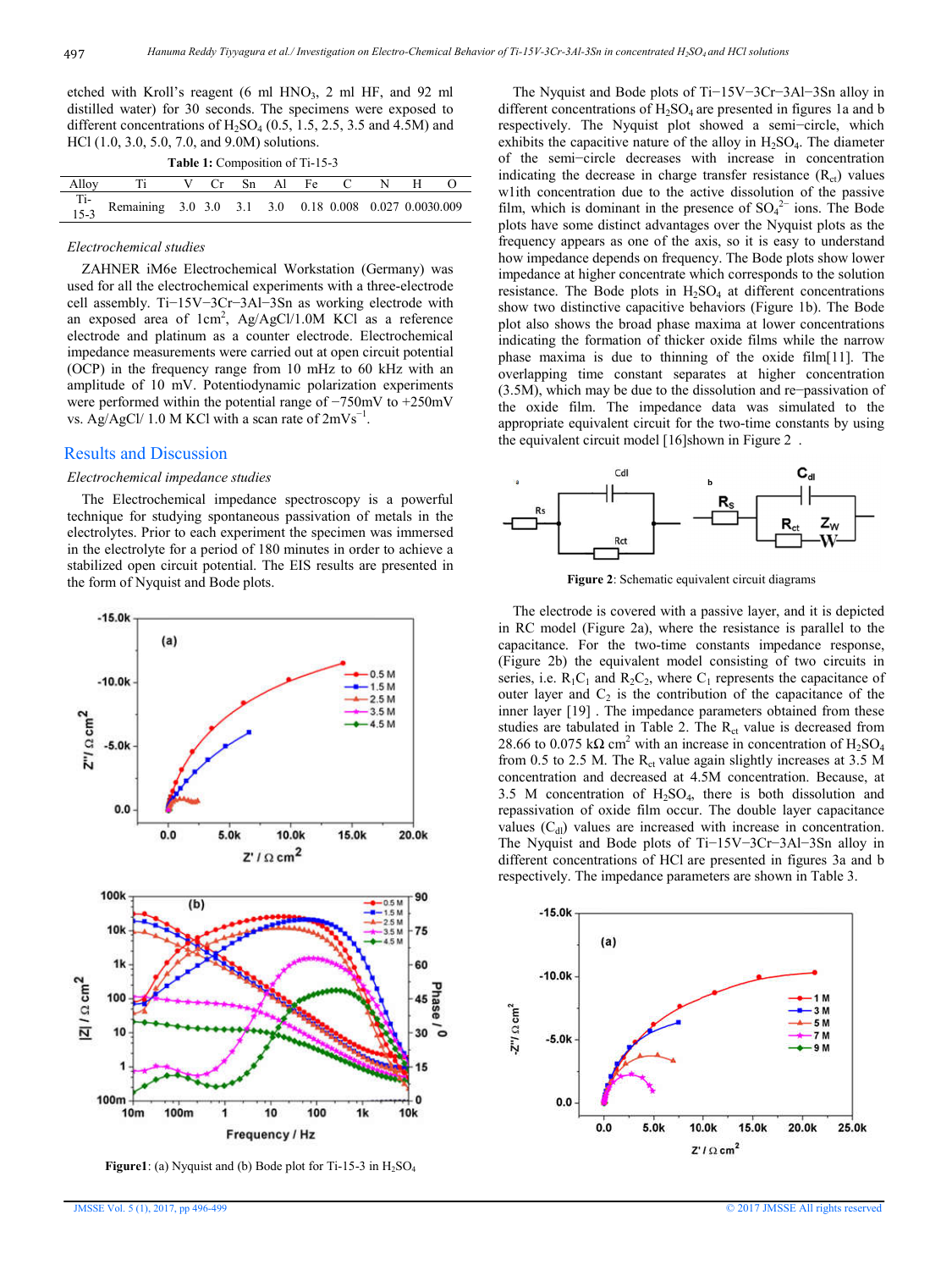etched with Kroll's reagent (6 ml $HNO_3$, 2 ml HF, and 92 ml distilled water) for 30 seconds. The specimens were exposed to different concentrations of $H_2SO_4$ (0.5, 1.5, 2.5, 3.5 and 4.5M) and HCl (1.0, 3.0, 5.0, 7.0, and 9.0M) solutions.

**Table 1:** Composition of Ti-15-3

| Alloy | Ti | V | Cr | Sn | Al | Fe | C | N | H | O |
|---|---|---|---|---|---|---|---|---|---|---|
| Ti-15-3 | Remaining | 3.0 | 3.0 | 3.1 | 3.0 | 0.18 | 0.008 | 0.027 | 0.003 | 0.009 |

*Electrochemical studies*

ZAHNER iM6e Electrochemical Workstation (Germany) was used for all the electrochemical experiments with a three-electrode cell assembly. Ti−15V−3Cr−3Al−3Sn as working electrode with an exposed area of $1cm^2$, Ag/AgCl/1.0M KCl as a reference electrode and platinum as a counter electrode. Electrochemical impedance measurements were carried out at open circuit potential (OCP) in the frequency range from 10 mHz to 60 kHz with an amplitude of 10 mV. Potentiodynamic polarization experiments were performed within the potential range of −750mV to +250mV vs. Ag/AgCl/ 1.0 M KCl with a scan rate of $2mVs^{-1}$.

## Results and Discussion

*Electrochemical impedance studies*

The Electrochemical impedance spectroscopy is a powerful technique for studying spontaneous passivation of metals in the electrolytes. Prior to each experiment the specimen was immersed in the electrolyte for a period of 180 minutes in order to achieve a stabilized open circuit potential. The EIS results are presented in the form of Nyquist and Bode plots.

**Figure1**: (a) Nyquist and (b) Bode plot for Ti-15-3 in $H_2SO_4$

The Nyquist and Bode plots of Ti−15V−3Cr−3Al−3Sn alloy in different concentrations of $H_2SO_4$ are presented in figures 1a and b respectively. The Nyquist plot showed a semi−circle, which exhibits the capacitive nature of the alloy in $H_2SO_4$. The diameter of the semi−circle decreases with increase in concentration indicating the decrease in charge transfer resistance ($R_{ct}$) values w1ith concentration due to the active dissolution of the passive film, which is dominant in the presence of $SO_4^{2-}$ ions. The Bode plots have some distinct advantages over the Nyquist plots as the frequency appears as one of the axis, so it is easy to understand how impedance depends on frequency. The Bode plots show lower impedance at higher concentrate which corresponds to the solution resistance. The Bode plots in $H_2SO_4$ at different concentrations show two distinctive capacitive behaviors (Figure 1b). The Bode plot also shows the broad phase maxima at lower concentrations indicating the formation of thicker oxide films while the narrow phase maxima is due to thinning of the oxide film[11]. The overlapping time constant separates at higher concentration (3.5M), which may be due to the dissolution and re−passivation of the oxide film. The impedance data was simulated to the appropriate equivalent circuit for the two-time constants by using the equivalent circuit model [16]shown in Figure 2 .

**Figure 2**: Schematic equivalent circuit diagrams

The electrode is covered with a passive layer, and it is depicted in RC model (Figure 2a), where the resistance is parallel to the capacitance. For the two-time constants impedance response, (Figure 2b) the equivalent model consisting of two circuits in series, i.e. $R_1C_1$ and $R_2C_2$, where $C_1$ represents the capacitance of outer layer and $C_2$ is the contribution of the capacitance of the inner layer [19] . The impedance parameters obtained from these studies are tabulated in Table 2. The $R_{ct}$ value is decreased from 28.66 to 0.075 k$\Omega$ $cm^2$ with an increase in concentration of $H_2SO_4$ from 0.5 to 2.5 M. The $R_{ct}$ value again slightly increases at 3.5 M concentration and decreased at 4.5M concentration. Because, at 3.5 M concentration of $H_2SO_4$, there is both dissolution and repassivation of oxide film occur. The double layer capacitance values ($C_{dl}$) values are increased with increase in concentration. The Nyquist and Bode plots of Ti−15V−3Cr−3Al−3Sn alloy in different concentrations of HCl are presented in figures 3a and b respectively. The impedance parameters are shown in Table 3.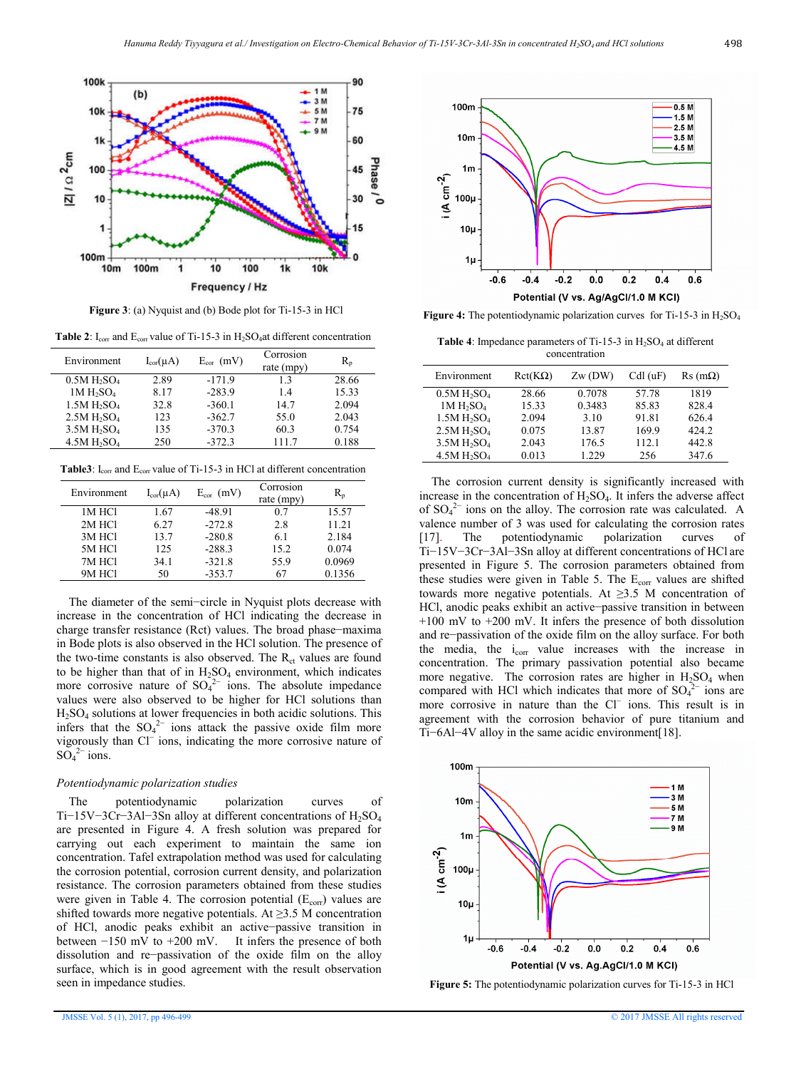Figure 3: (a) Nyquist and (b) Bode plot for Ti-15-3 in HCl

Table 2: $I_{cor}$ and $E_{cor}$ value of Ti-15-3 in $H_2SO_4$ at different concentration

| Environment | $I_{cor}$(μA) | $E_{cor}$ (mV) | Corrosion rate (mpy) | $R_p$ |
|---|---|---|---|---|
| 0.5M $H_2SO_4$ | 2.89 | -171.9 | 1.3 | 28.66 |
| 1M $H_2SO_4$ | 8.17 | -283.9 | 1.4 | 15.33 |
| 1.5M $H_2SO_4$ | 32.8 | -360.1 | 14.7 | 2.094 |
| 2.5M $H_2SO_4$ | 123 | -362.7 | 55.0 | 2.043 |
| 3.5M $H_2SO_4$ | 135 | -370.3 | 60.3 | 0.754 |
| 4.5M $H_2SO_4$ | 250 | -372.3 | 111.7 | 0.188 |

Table3: $I_{corr}$ and $E_{corr}$ value of Ti-15-3 in HCl at different concentration

| Environment | $I_{cor}$(μA) | $E_{cor}$ (mV) | Corrosion rate (mpy) | $R_p$ |
|---|---|---|---|---|
| 1M HCl | 1.67 | -48.91 | 0.7 | 15.57 |
| 2M HCl | 6.27 | -272.8 | 2.8 | 11.21 |
| 3M HCl | 13.7 | -280.8 | 6.1 | 2.184 |
| 5M HCl | 125 | -288.3 | 15.2 | 0.074 |
| 7M HCl | 34.1 | -321.8 | 55.9 | 0.0969 |
| 9M HCl | 50 | -353.7 | 67 | 0.1356 |

The diameter of the semi−circle in Nyquist plots decrease with increase in the concentration of HCl indicating the decrease in charge transfer resistance (Rct) values. The broad phase−maxima in Bode plots is also observed in the HCl solution. The presence of the two-time constants is also observed. The $R_{ct}$ values are found to be higher than that of in $H_2SO_4$ environment, which indicates more corrosive nature of $SO_4^{2-}$ ions. The absolute impedance values were also observed to be higher for HCl solutions than $H_2SO_4$ solutions at lower frequencies in both acidic solutions. This infers that the $SO_4^{2-}$ ions attack the passive oxide film more vigorously than $Cl^-$ ions, indicating the more corrosive nature of $SO_4^{2-}$ ions.

*Potentiodynamic polarization studies*

The potentiodynamic polarization curves of Ti−15V−3Cr−3Al−3Sn alloy at different concentrations of $H_2SO_4$ are presented in Figure 4. A fresh solution was prepared for carrying out each experiment to maintain the same ion concentration. Tafel extrapolation method was used for calculating the corrosion potential, corrosion current density, and polarization resistance. The corrosion parameters obtained from these studies were given in Table 4. The corrosion potential ($E_{corr}$) values are shifted towards more negative potentials. At ≥3.5 M concentration of HCl, anodic peaks exhibit an active−passive transition in between −150 mV to +200 mV. It infers the presence of both dissolution and re−passivation of the oxide film on the alloy surface, which is in good agreement with the result observation seen in impedance studies.

Figure 4: The potentiodynamic polarization curves for Ti-15-3 in $H_2SO_4$

Table 4: Impedance parameters of Ti-15-3 in $H_2SO_4$ at different concentration

| Environment | Rct(KΩ) | Zw (DW) | Cdl (uF) | Rs (mΩ) |
|---|---|---|---|---|
| 0.5M $H_2SO_4$ | 28.66 | 0.7078 | 57.78 | 1819 |
| 1M $H_2SO_4$ | 15.33 | 0.3483 | 85.83 | 828.4 |
| 1.5M $H_2SO_4$ | 2.094 | 3.10 | 91.81 | 626.4 |
| 2.5M $H_2SO_4$ | 0.075 | 13.87 | 169.9 | 424.2 |
| 3.5M $H_2SO_4$ | 2.043 | 176.5 | 112.1 | 442.8 |
| 4.5M $H_2SO_4$ | 0.013 | 1.229 | 256 | 347.6 |

The corrosion current density is significantly increased with increase in the concentration of $H_2SO_4$. It infers the adverse affect of $SO_4^{2-}$ ions on the alloy. The corrosion rate was calculated. A valence number of 3 was used for calculating the corrosion rates [17]. The potentiodynamic polarization curves of Ti−15V−3Cr−3Al−3Sn alloy at different concentrations of HCl are presented in Figure 5. The corrosion parameters obtained from these studies were given in Table 5. The $E_{corr}$ values are shifted towards more negative potentials. At ≥3.5 M concentration of HCl, anodic peaks exhibit an active−passive transition in between +100 mV to +200 mV. It infers the presence of both dissolution and re−passivation of the oxide film on the alloy surface. For both the media, the $i_{corr}$ value increases with the increase in concentration. The primary passivation potential also became more negative. The corrosion rates are higher in $H_2SO_4$ when compared with HCl which indicates that more of $SO_4^{2-}$ ions are more corrosive in nature than the $Cl^-$ ions. This result is in agreement with the corrosion behavior of pure titanium and Ti−6Al−4V alloy in the same acidic environment[18].

Figure 5: The potentiodynamic polarization curves for Ti-15-3 in HCl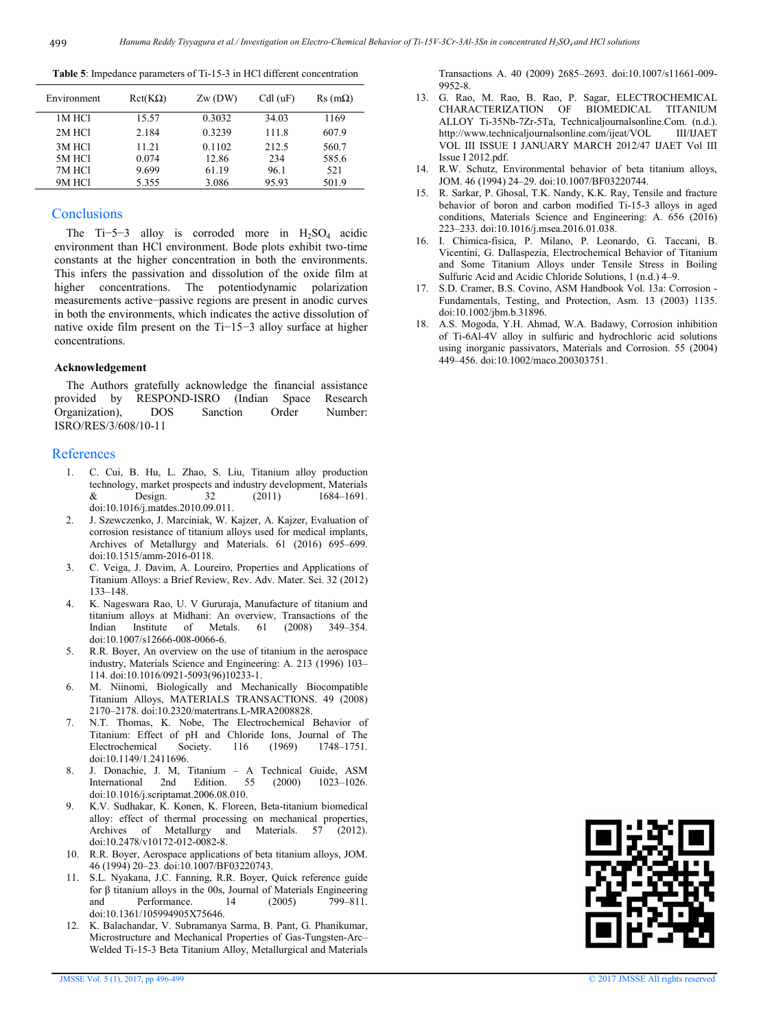**Table 5**: Impedance parameters of Ti-15-3 in HCl different concentration

| Environment | Rct(KΩ) | Zw (DW) | Cdl (uF) | Rs (mΩ) |
|---|---|---|---|---|
| 1M HCl | 15.57 | 0.3032 | 34.03 | 1169 |
| 2M HCl | 2.184 | 0.3239 | 111.8 | 607.9 |
| 3M HCl | 11.21 | 0.1102 | 212.5 | 560.7 |
| 5M HCl | 0.074 | 12.86 | 234 | 585.6 |
| 7M HCl | 9.699 | 61.19 | 96.1 | 521 |
| 9M HCl | 5.355 | 3.086 | 95.93 | 501.9 |

## Conclusions

The Ti−5−3 alloy is corroded more in $H_2SO_4$ acidic environment than HCl environment. Bode plots exhibit two-time constants at the higher concentration in both the environments. This infers the passivation and dissolution of the oxide film at higher concentrations. The potentiodynamic polarization measurements active−passive regions are present in anodic curves in both the environments, which indicates the active dissolution of native oxide film present on the Ti−15−3 alloy surface at higher concentrations.

### Acknowledgement

The Authors gratefully acknowledge the financial assistance provided by RESPOND-ISRO (Indian Space Research Organization), DOS Sanction Order Number: ISRO/RES/3/608/10-11

## References

1. C. Cui, B. Hu, L. Zhao, S. Liu, Titanium alloy production technology, market prospects and industry development, Materials & Design. 32 (2011) 1684–1691. doi:10.1016/j.matdes.2010.09.011.
2. J. Szewczenko, J. Marciniak, W. Kajzer, A. Kajzer, Evaluation of corrosion resistance of titanium alloys used for medical implants, Archives of Metallurgy and Materials. 61 (2016) 695–699. doi:10.1515/amm-2016-0118.
3. C. Veiga, J. Davim, A. Loureiro, Properties and Applications of Titanium Alloys: a Brief Review, Rev. Adv. Mater. Sci. 32 (2012) 133–148.
4. K. Nageswara Rao, U. V Gururaja, Manufacture of titanium and titanium alloys at Midhani: An overview, Transactions of the Indian Institute of Metals. 61 (2008) 349–354. doi:10.1007/s12666-008-0066-6.
5. R.R. Boyer, An overview on the use of titanium in the aerospace industry, Materials Science and Engineering: A. 213 (1996) 103–114. doi:10.1016/0921-5093(96)10233-1.
6. M. Niinomi, Biologically and Mechanically Biocompatible Titanium Alloys, MATERIALS TRANSACTIONS. 49 (2008) 2170–2178. doi:10.2320/matertrans.L-MRA2008828.
7. N.T. Thomas, K. Nobe, The Electrochemical Behavior of Titanium: Effect of pH and Chloride Ions, Journal of The Electrochemical Society. 116 (1969) 1748–1751. doi:10.1149/1.2411696.
8. J. Donachie, J. M, Titanium – A Technical Guide, ASM International 2nd Edition. 55 (2000) 1023–1026. doi:10.1016/j.scriptamat.2006.08.010.
9. K.V. Sudhakar, K. Konen, K. Floreen, Beta-titanium biomedical alloy: effect of thermal processing on mechanical properties, Archives of Metallurgy and Materials. 57 (2012). doi:10.2478/v10172-012-0082-8.
10. R.R. Boyer, Aerospace applications of beta titanium alloys, JOM. 46 (1994) 20–23. doi:10.1007/BF03220743.
11. S.L. Nyakana, J.C. Fanning, R.R. Boyer, Quick reference guide for β titanium alloys in the 00s, Journal of Materials Engineering and Performance. 14 (2005) 799–811. doi:10.1361/105994905X75646.
12. K. Balachandar, V. Subramanya Sarma, B. Pant, G. Phanikumar, Microstructure and Mechanical Properties of Gas-Tungsten-Arc–Welded Ti-15-3 Beta Titanium Alloy, Metallurgical and Materials Transactions A. 40 (2009) 2685–2693. doi:10.1007/s11661-009-9952-8.
13. G. Rao, M. Rao, B. Rao, P. Sagar, ELECTROCHEMICAL CHARACTERIZATION OF BIOMEDICAL TITANIUM ALLOY Ti-35Nb-7Zr-5Ta, Technicaljournalsonline.Com. (n.d.). http://www.technicaljournalsonline.com/ijeat/VOL III/IJAET VOL III ISSUE I JANUARY MARCH 2012/47 IJAET Vol III Issue I 2012.pdf.
14. R.W. Schutz, Environmental behavior of beta titanium alloys, JOM. 46 (1994) 24–29. doi:10.1007/BF03220744.
15. R. Sarkar, P. Ghosal, T.K. Nandy, K.K. Ray, Tensile and fracture behavior of boron and carbon modified Ti-15-3 alloys in aged conditions, Materials Science and Engineering: A. 656 (2016) 223–233. doi:10.1016/j.msea.2016.01.038.
16. I. Chimica-fisica, P. Milano, P. Leonardo, G. Taccani, B. Vicentini, G. Dallaspezia, Electrochemical Behavior of Titanium and Some Titanium Alloys under Tensile Stress in Boiling Sulfuric Acid and Acidic Chloride Solutions, 1 (n.d.) 4–9.
17. S.D. Cramer, B.S. Covino, ASM Handbook Vol. 13a: Corrosion - Fundamentals, Testing, and Protection, Asm. 13 (2003) 1135. doi:10.1002/jbm.b.31896.
18. A.S. Mogoda, Y.H. Ahmad, W.A. Badawy, Corrosion inhibition of Ti-6Al-4V alloy in sulfuric and hydrochloric acid solutions using inorganic passivators, Materials and Corrosion. 55 (2004) 449–456. doi:10.1002/maco.200303751.